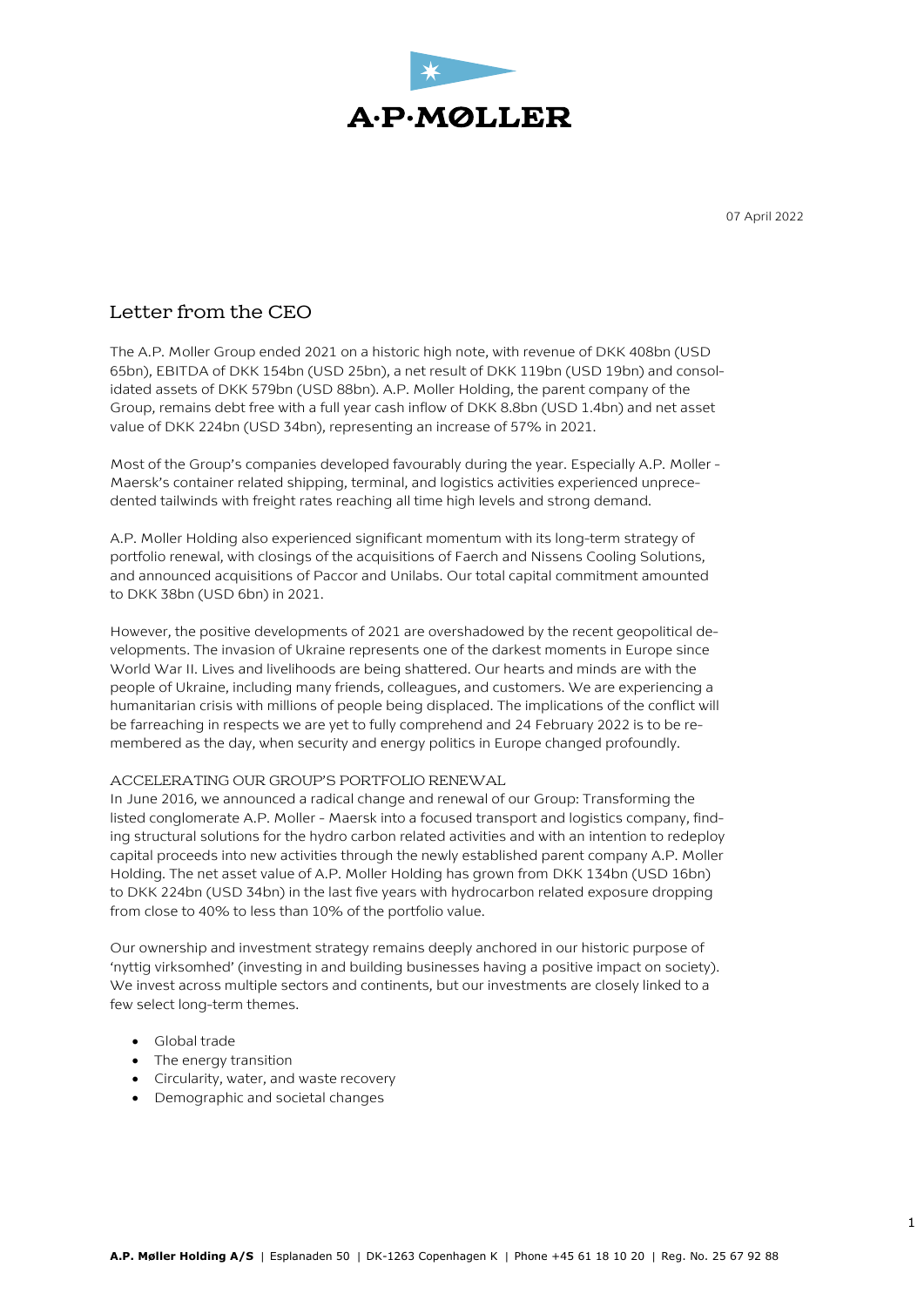A·P·MØLLER

07 April 2022

# Letter from the CEO

The A.P. Moller Group ended 2021 on a historic high note, with revenue of DKK 408bn (USD 65bn), EBITDA of DKK 154bn (USD 25bn), a net result of DKK 119bn (USD 19bn) and consolidated assets of DKK 579bn (USD 88bn). A.P. Moller Holding, the parent company of the Group, remains debt free with a full year cash inflow of DKK 8.8bn (USD 1.4bn) and net asset value of DKK 224bn (USD 34bn), representing an increase of 57% in 2021.

Most of the Group's companies developed favourably during the year. Especially A.P. Moller - Maersk's container related shipping, terminal, and logistics activities experienced unprecedented tailwinds with freight rates reaching all time high levels and strong demand.

A.P. Moller Holding also experienced significant momentum with its long-term strategy of portfolio renewal, with closings of the acquisitions of Faerch and Nissens Cooling Solutions, and announced acquisitions of Paccor and Unilabs. Our total capital commitment amounted to DKK 38bn (USD 6bn) in 2021.

However, the positive developments of 2021 are overshadowed by the recent geopolitical developments. The invasion of Ukraine represents one of the darkest moments in Europe since World War II. Lives and livelihoods are being shattered. Our hearts and minds are with the people of Ukraine, including many friends, colleagues, and customers. We are experiencing a humanitarian crisis with millions of people being displaced. The implications of the conflict will be farreaching in respects we are yet to fully comprehend and 24 February 2022 is to be remembered as the day, when security and energy politics in Europe changed profoundly.

## ACCELERATING OUR GROUP'S PORTFOLIO RENEWAL

In June 2016, we announced a radical change and renewal of our Group: Transforming the listed conglomerate A.P. Moller - Maersk into a focused transport and logistics company, finding structural solutions for the hydro carbon related activities and with an intention to redeploy capital proceeds into new activities through the newly established parent company A.P. Moller Holding. The net asset value of A.P. Moller Holding has grown from DKK 134bn (USD 16bn) to DKK 224bn (USD 34bn) in the last five years with hydrocarbon related exposure dropping from close to 40% to less than 10% of the portfolio value.

Our ownership and investment strategy remains deeply anchored in our historic purpose of 'nyttig virksomhed' (investing in and building businesses having a positive impact on society). We invest across multiple sectors and continents, but our investments are closely linked to a few select long-term themes.

- Global trade
- The energy transition
- Circularity, water, and waste recovery
- Demographic and societal changes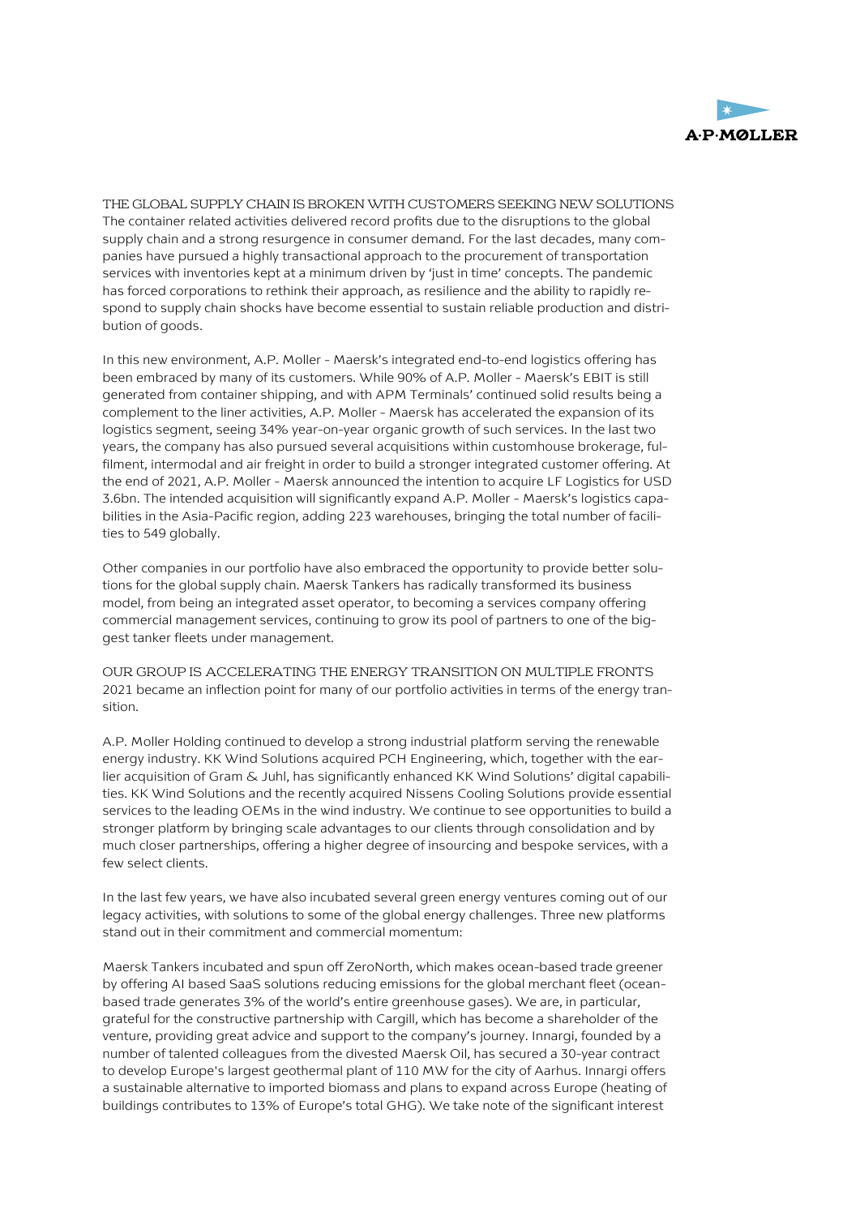## THE GLOBAL SUPPLY CHAIN IS BROKEN WITH CUSTOMERS SEEKING NEW SOLUTIONS

The container related activities delivered record profits due to the disruptions to the global supply chain and a strong resurgence in consumer demand. For the last decades, many companies have pursued a highly transactional approach to the procurement of transportation services with inventories kept at a minimum driven by 'just in time' concepts. The pandemic has forced corporations to rethink their approach, as resilience and the ability to rapidly respond to supply chain shocks have become essential to sustain reliable production and distribution of goods.

In this new environment, A.P. Moller - Maersk's integrated end-to-end logistics offering has been embraced by many of its customers. While 90% of A.P. Moller - Maersk's EBIT is still generated from container shipping, and with APM Terminals' continued solid results being a complement to the liner activities, A.P. Moller - Maersk has accelerated the expansion of its logistics segment, seeing 34% year-on-year organic growth of such services. In the last two years, the company has also pursued several acquisitions within customhouse brokerage, fulfilment, intermodal and air freight in order to build a stronger integrated customer offering. At the end of 2021, A.P. Moller - Maersk announced the intention to acquire LF Logistics for USD 3.6bn. The intended acquisition will significantly expand A.P. Moller - Maersk's logistics capabilities in the Asia-Pacific region, adding 223 warehouses, bringing the total number of facilities to 549 globally.

Other companies in our portfolio have also embraced the opportunity to provide better solutions for the global supply chain. Maersk Tankers has radically transformed its business model, from being an integrated asset operator, to becoming a services company offering commercial management services, continuing to grow its pool of partners to one of the biggest tanker fleets under management.

## OUR GROUP IS ACCELERATING THE ENERGY TRANSITION ON MULTIPLE FRONTS

2021 became an inflection point for many of our portfolio activities in terms of the energy transition.

A.P. Moller Holding continued to develop a strong industrial platform serving the renewable energy industry. KK Wind Solutions acquired PCH Engineering, which, together with the earlier acquisition of Gram & Juhl, has significantly enhanced KK Wind Solutions' digital capabilities. KK Wind Solutions and the recently acquired Nissens Cooling Solutions provide essential services to the leading OEMs in the wind industry. We continue to see opportunities to build a stronger platform by bringing scale advantages to our clients through consolidation and by much closer partnerships, offering a higher degree of insourcing and bespoke services, with a few select clients.

In the last few years, we have also incubated several green energy ventures coming out of our legacy activities, with solutions to some of the global energy challenges. Three new platforms stand out in their commitment and commercial momentum:

Maersk Tankers incubated and spun off ZeroNorth, which makes ocean-based trade greener by offering AI based SaaS solutions reducing emissions for the global merchant fleet (ocean-based trade generates 3% of the world's entire greenhouse gases). We are, in particular, grateful for the constructive partnership with Cargill, which has become a shareholder of the venture, providing great advice and support to the company's journey. Innargi, founded by a number of talented colleagues from the divested Maersk Oil, has secured a 30-year contract to develop Europe's largest geothermal plant of 110 MW for the city of Aarhus. Innargi offers a sustainable alternative to imported biomass and plans to expand across Europe (heating of buildings contributes to 13% of Europe's total GHG). We take note of the significant interest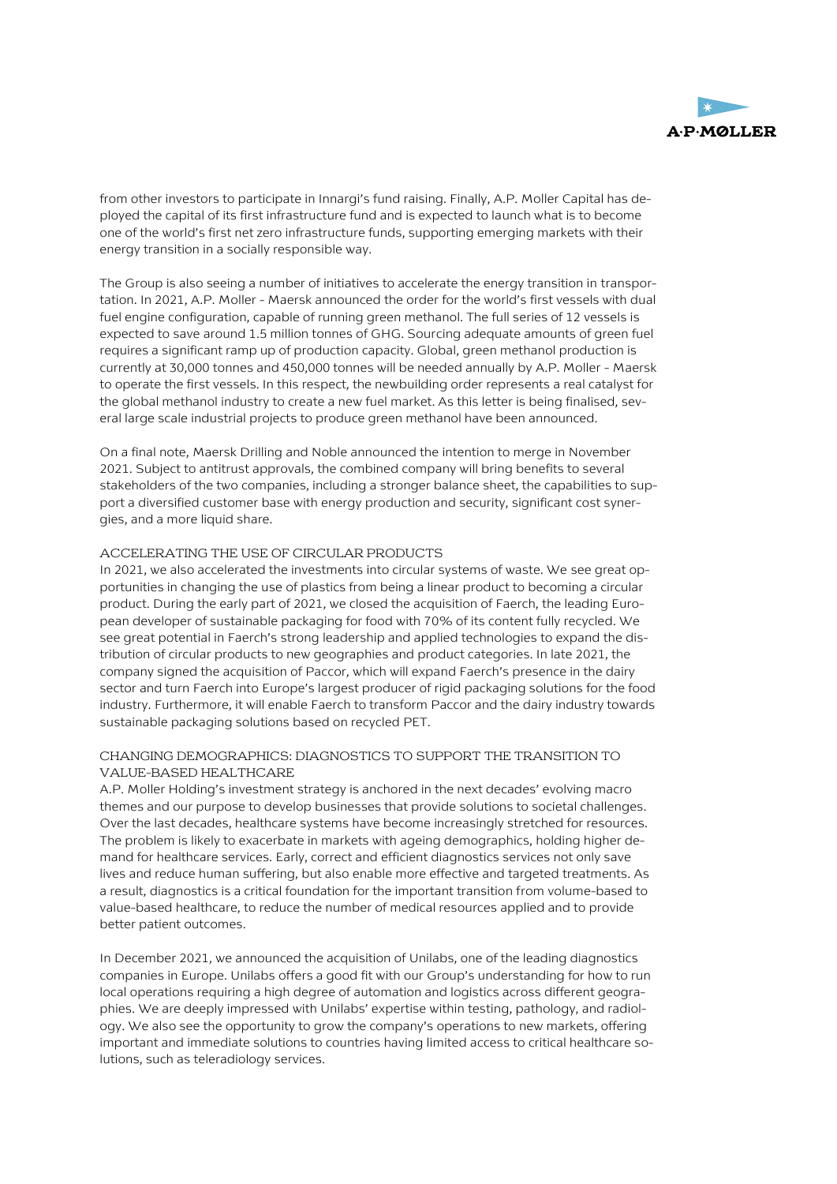from other investors to participate in Innargi's fund raising. Finally, A.P. Moller Capital has deployed the capital of its first infrastructure fund and is expected to launch what is to become one of the world's first net zero infrastructure funds, supporting emerging markets with their energy transition in a socially responsible way.

The Group is also seeing a number of initiatives to accelerate the energy transition in transportation. In 2021, A.P. Moller - Maersk announced the order for the world's first vessels with dual fuel engine configuration, capable of running green methanol. The full series of 12 vessels is expected to save around 1.5 million tonnes of GHG. Sourcing adequate amounts of green fuel requires a significant ramp up of production capacity. Global, green methanol production is currently at 30,000 tonnes and 450,000 tonnes will be needed annually by A.P. Moller - Maersk to operate the first vessels. In this respect, the newbuilding order represents a real catalyst for the global methanol industry to create a new fuel market. As this letter is being finalised, several large scale industrial projects to produce green methanol have been announced.

On a final note, Maersk Drilling and Noble announced the intention to merge in November 2021. Subject to antitrust approvals, the combined company will bring benefits to several stakeholders of the two companies, including a stronger balance sheet, the capabilities to support a diversified customer base with energy production and security, significant cost synergies, and a more liquid share.

## ACCELERATING THE USE OF CIRCULAR PRODUCTS

In 2021, we also accelerated the investments into circular systems of waste. We see great opportunities in changing the use of plastics from being a linear product to becoming a circular product. During the early part of 2021, we closed the acquisition of Faerch, the leading European developer of sustainable packaging for food with 70% of its content fully recycled. We see great potential in Faerch's strong leadership and applied technologies to expand the distribution of circular products to new geographies and product categories. In late 2021, the company signed the acquisition of Paccor, which will expand Faerch's presence in the dairy sector and turn Faerch into Europe's largest producer of rigid packaging solutions for the food industry. Furthermore, it will enable Faerch to transform Paccor and the dairy industry towards sustainable packaging solutions based on recycled PET.

## CHANGING DEMOGRAPHICS: DIAGNOSTICS TO SUPPORT THE TRANSITION TO VALUE-BASED HEALTHCARE

A.P. Moller Holding's investment strategy is anchored in the next decades' evolving macro themes and our purpose to develop businesses that provide solutions to societal challenges. Over the last decades, healthcare systems have become increasingly stretched for resources. The problem is likely to exacerbate in markets with ageing demographics, holding higher demand for healthcare services. Early, correct and efficient diagnostics services not only save lives and reduce human suffering, but also enable more effective and targeted treatments. As a result, diagnostics is a critical foundation for the important transition from volume-based to value-based healthcare, to reduce the number of medical resources applied and to provide better patient outcomes.

In December 2021, we announced the acquisition of Unilabs, one of the leading diagnostics companies in Europe. Unilabs offers a good fit with our Group's understanding for how to run local operations requiring a high degree of automation and logistics across different geographies. We are deeply impressed with Unilabs' expertise within testing, pathology, and radiology. We also see the opportunity to grow the company's operations to new markets, offering important and immediate solutions to countries having limited access to critical healthcare solutions, such as teleradiology services.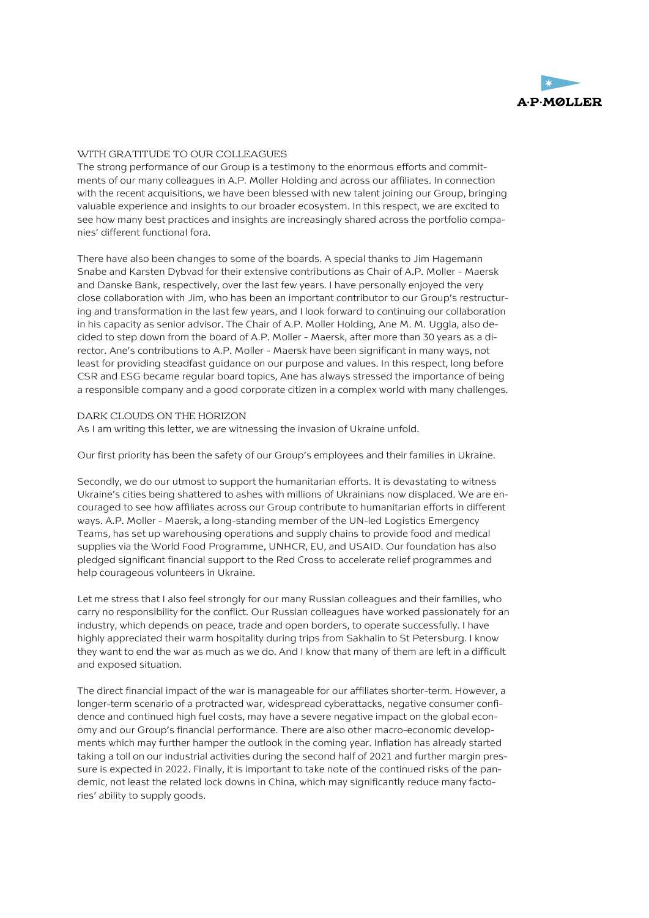## WITH GRATITUDE TO OUR COLLEAGUES

The strong performance of our Group is a testimony to the enormous efforts and commitments of our many colleagues in A.P. Moller Holding and across our affiliates. In connection with the recent acquisitions, we have been blessed with new talent joining our Group, bringing valuable experience and insights to our broader ecosystem. In this respect, we are excited to see how many best practices and insights are increasingly shared across the portfolio companies' different functional fora.

There have also been changes to some of the boards. A special thanks to Jim Hagemann Snabe and Karsten Dybvad for their extensive contributions as Chair of A.P. Moller - Maersk and Danske Bank, respectively, over the last few years. I have personally enjoyed the very close collaboration with Jim, who has been an important contributor to our Group's restructuring and transformation in the last few years, and I look forward to continuing our collaboration in his capacity as senior advisor. The Chair of A.P. Moller Holding, Ane M. M. Uggla, also decided to step down from the board of A.P. Moller - Maersk, after more than 30 years as a director. Ane's contributions to A.P. Moller - Maersk have been significant in many ways, not least for providing steadfast guidance on our purpose and values. In this respect, long before CSR and ESG became regular board topics, Ane has always stressed the importance of being a responsible company and a good corporate citizen in a complex world with many challenges.

## DARK CLOUDS ON THE HORIZON

As I am writing this letter, we are witnessing the invasion of Ukraine unfold.

Our first priority has been the safety of our Group's employees and their families in Ukraine.

Secondly, we do our utmost to support the humanitarian efforts. It is devastating to witness Ukraine's cities being shattered to ashes with millions of Ukrainians now displaced. We are encouraged to see how affiliates across our Group contribute to humanitarian efforts in different ways. A.P. Moller - Maersk, a long-standing member of the UN-led Logistics Emergency Teams, has set up warehousing operations and supply chains to provide food and medical supplies via the World Food Programme, UNHCR, EU, and USAID. Our foundation has also pledged significant financial support to the Red Cross to accelerate relief programmes and help courageous volunteers in Ukraine.

Let me stress that I also feel strongly for our many Russian colleagues and their families, who carry no responsibility for the conflict. Our Russian colleagues have worked passionately for an industry, which depends on peace, trade and open borders, to operate successfully. I have highly appreciated their warm hospitality during trips from Sakhalin to St Petersburg. I know they want to end the war as much as we do. And I know that many of them are left in a difficult and exposed situation.

The direct financial impact of the war is manageable for our affiliates shorter-term. However, a longer-term scenario of a protracted war, widespread cyberattacks, negative consumer confidence and continued high fuel costs, may have a severe negative impact on the global economy and our Group's financial performance. There are also other macro-economic developments which may further hamper the outlook in the coming year. Inflation has already started taking a toll on our industrial activities during the second half of 2021 and further margin pressure is expected in 2022. Finally, it is important to take note of the continued risks of the pandemic, not least the related lock downs in China, which may significantly reduce many factories' ability to supply goods.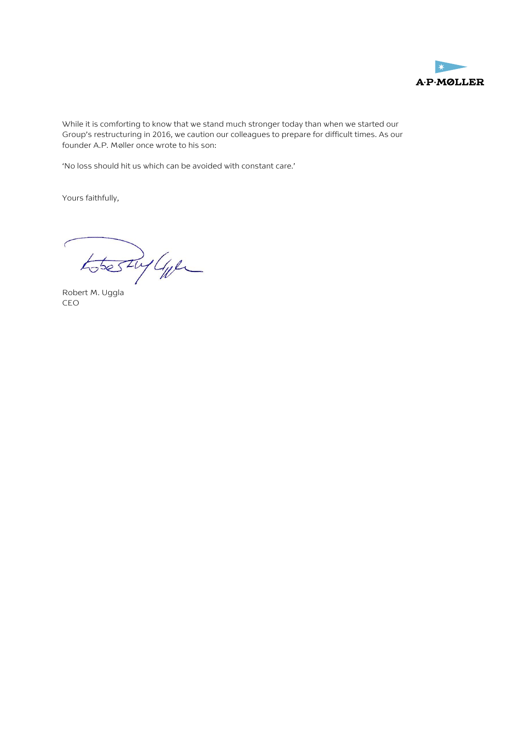While it is comforting to know that we stand much stronger today than when we started our Group's restructuring in 2016, we caution our colleagues to prepare for difficult times. As our founder A.P. Møller once wrote to his son:

'No loss should hit us which can be avoided with constant care.'

Yours faithfully,

Robert M. Uggla
CEO